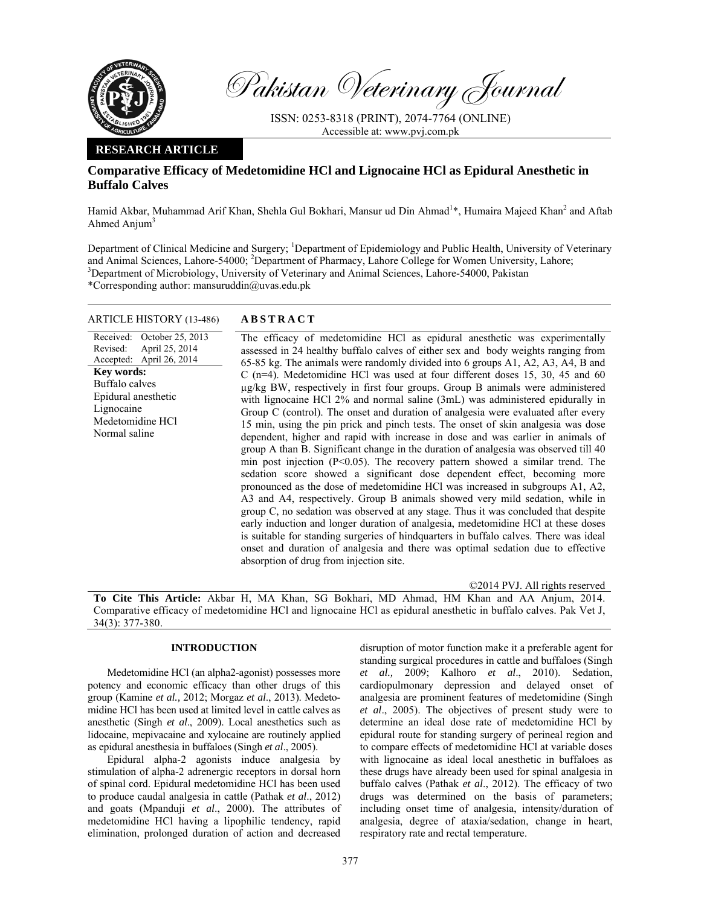Pakistan Veterinary Journal

ISSN: 0253-8318 (PRINT), 2074-7764 (ONLINE)
Accessible at: www.pvj.com.pk

**RESEARCH ARTICLE**

# Comparative Efficacy of Medetomidine HCl and Lignocaine HCl as Epidural Anesthetic in Buffalo Calves

Hamid Akbar, Muhammad Arif Khan, Shehla Gul Bokhari, Mansur ud Din Ahmad[1]*, Humaira Majeed Khan[2] and Aftab Ahmed Anjum[3]

Department of Clinical Medicine and Surgery; [1]Department of Epidemiology and Public Health, University of Veterinary and Animal Sciences, Lahore-54000; [2]Department of Pharmacy, Lahore College for Women University, Lahore; [3]Department of Microbiology, University of Veterinary and Animal Sciences, Lahore-54000, Pakistan
*Corresponding author: mansuruddin@uvas.edu.pk

**ARTICLE HISTORY** (13-486)

Received: October 25, 2013
Revised: April 25, 2014
Accepted: April 26, 2014

**Key words:**
Buffalo calves
Epidural anesthetic
Lignocaine
Medetomidine HCl
Normal saline

## ABSTRACT

The efficacy of medetomidine HCl as epidural anesthetic was experimentally assessed in 24 healthy buffalo calves of either sex and body weights ranging from 65-85 kg. The animals were randomly divided into 6 groups A1, A2, A3, A4, B and C (n=4). Medetomidine HCl was used at four different doses 15, 30, 45 and 60 µg/kg BW, respectively in first four groups. Group B animals were administered with lignocaine HCl 2% and normal saline (3mL) was administered epidurally in Group C (control). The onset and duration of analgesia were evaluated after every 15 min, using the pin prick and pinch tests. The onset of skin analgesia was dose dependent, higher and rapid with increase in dose and was earlier in animals of group A than B. Significant change in the duration of analgesia was observed till 40 min post injection ($P<0.05$). The recovery pattern showed a similar trend. The sedation score showed a significant dose dependent effect, becoming more pronounced as the dose of medetomidine HCl was increased in subgroups A1, A2, A3 and A4, respectively. Group B animals showed very mild sedation, while in group C, no sedation was observed at any stage. Thus it was concluded that despite early induction and longer duration of analgesia, medetomidine HCl at these doses is suitable for standing surgeries of hindquarters in buffalo calves. There was ideal onset and duration of analgesia and there was optimal sedation due to effective absorption of drug from injection site.

©2014 PVJ. All rights reserved

**To Cite This Article:** Akbar H, MA Khan, SG Bokhari, MD Ahmad, HM Khan and AA Anjum, 2014. Comparative efficacy of medetomidine HCl and lignocaine HCl as epidural anesthetic in buffalo calves. Pak Vet J, 34(3): 377-380.

## INTRODUCTION

Medetomidine HCl (an alpha2-agonist) possesses more potency and economic efficacy than other drugs of this group (Kamine *et al.,* 2012; Morgaz *et al*., 2013). Medetomidine HCl has been used at limited level in cattle calves as anesthetic (Singh *et al*., 2009). Local anesthetics such as lidocaine, mepivacaine and xylocaine are routinely applied as epidural anesthesia in buffaloes (Singh *et al*., 2005).

Epidural alpha-2 agonists induce analgesia by stimulation of alpha-2 adrenergic receptors in dorsal horn of spinal cord. Epidural medetomidine HCl has been used to produce caudal analgesia in cattle (Pathak *et al*., 2012) and goats (Mpanduji *et al*., 2000). The attributes of medetomidine HCl having a lipophilic tendency, rapid elimination, prolonged duration of action and decreased disruption of motor function make it a preferable agent for standing surgical procedures in cattle and buffaloes (Singh *et al.,* 2009; Kalhoro *et al*., 2010). Sedation, cardiopulmonary depression and delayed onset of analgesia are prominent features of medetomidine (Singh *et al*., 2005). The objectives of present study were to determine an ideal dose rate of medetomidine HCl by epidural route for standing surgery of perineal region and to compare effects of medetomidine HCl at variable doses with lignocaine as ideal local anesthetic in buffaloes as these drugs have already been used for spinal analgesia in buffalo calves (Pathak *et al*., 2012). The efficacy of two drugs was determined on the basis of parameters; including onset time of analgesia, intensity/duration of analgesia, degree of ataxia/sedation, change in heart, respiratory rate and rectal temperature.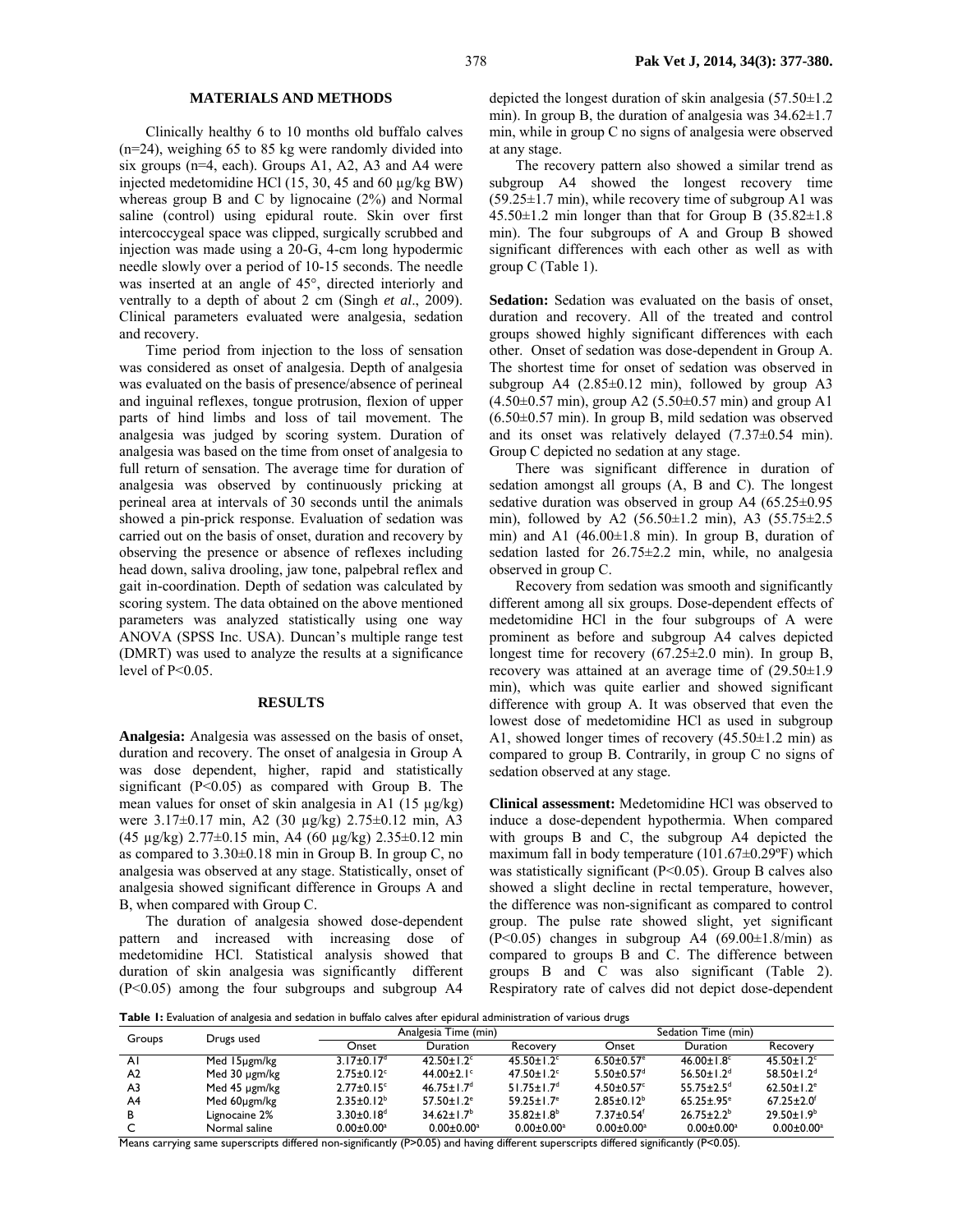## MATERIALS AND METHODS

Clinically healthy 6 to 10 months old buffalo calves (n=24), weighing 65 to 85 kg were randomly divided into six groups (n=4, each). Groups A1, A2, A3 and A4 were injected medetomidine HCl (15, 30, 45 and 60 µg/kg BW) whereas group B and C by lignocaine (2%) and Normal saline (control) using epidural route. Skin over first intercoccygeal space was clipped, surgically scrubbed and injection was made using a 20-G, 4-cm long hypodermic needle slowly over a period of 10-15 seconds. The needle was inserted at an angle of 45°, directed interiorly and ventrally to a depth of about 2 cm (Singh *et al*., 2009). Clinical parameters evaluated were analgesia, sedation and recovery.

Time period from injection to the loss of sensation was considered as onset of analgesia. Depth of analgesia was evaluated on the basis of presence/absence of perineal and inguinal reflexes, tongue protrusion, flexion of upper parts of hind limbs and loss of tail movement. The analgesia was judged by scoring system. Duration of analgesia was based on the time from onset of analgesia to full return of sensation. The average time for duration of analgesia was observed by continuously pricking at perineal area at intervals of 30 seconds until the animals showed a pin-prick response. Evaluation of sedation was carried out on the basis of onset, duration and recovery by observing the presence or absence of reflexes including head down, saliva drooling, jaw tone, palpebral reflex and gait in-coordination. Depth of sedation was calculated by scoring system. The data obtained on the above mentioned parameters was analyzed statistically using one way ANOVA (SPSS Inc. USA). Duncan's multiple range test (DMRT) was used to analyze the results at a significance level of $P<0.05$.

## RESULTS

**Analgesia:** Analgesia was assessed on the basis of onset, duration and recovery. The onset of analgesia in Group A was dose dependent, higher, rapid and statistically significant ($P<0.05$) as compared with Group B. The mean values for onset of skin analgesia in A1 (15 µg/kg) were 3.17±0.17 min, A2 (30 µg/kg) 2.75±0.12 min, A3 (45 µg/kg) 2.77±0.15 min, A4 (60 µg/kg) 2.35±0.12 min as compared to 3.30±0.18 min in Group B. In group C, no analgesia was observed at any stage. Statistically, onset of analgesia showed significant difference in Groups A and B, when compared with Group C.

The duration of analgesia showed dose-dependent pattern and increased with increasing dose of medetomidine HCl. Statistical analysis showed that duration of skin analgesia was significantly different ($P<0.05$) among the four subgroups and subgroup A4 depicted the longest duration of skin analgesia (57.50±1.2 min). In group B, the duration of analgesia was 34.62±1.7 min, while in group C no signs of analgesia were observed at any stage.

The recovery pattern also showed a similar trend as subgroup A4 showed the longest recovery time (59.25±1.7 min), while recovery time of subgroup A1 was 45.50±1.2 min longer than that for Group B (35.82±1.8 min). The four subgroups of A and Group B showed significant differences with each other as well as with group C (Table 1).

**Sedation:** Sedation was evaluated on the basis of onset, duration and recovery. All of the treated and control groups showed highly significant differences with each other. Onset of sedation was dose-dependent in Group A. The shortest time for onset of sedation was observed in subgroup A4 (2.85±0.12 min), followed by group A3 (4.50±0.57 min), group A2 (5.50±0.57 min) and group A1 (6.50±0.57 min). In group B, mild sedation was observed and its onset was relatively delayed (7.37±0.54 min). Group C depicted no sedation at any stage.

There was significant difference in duration of sedation amongst all groups (A, B and C). The longest sedative duration was observed in group A4 (65.25±0.95 min), followed by A2 (56.50±1.2 min), A3 (55.75±2.5 min) and A1 (46.00±1.8 min). In group B, duration of sedation lasted for 26.75±2.2 min, while, no analgesia observed in group C.

Recovery from sedation was smooth and significantly different among all six groups. Dose-dependent effects of medetomidine HCl in the four subgroups of A were prominent as before and subgroup A4 calves depicted longest time for recovery (67.25±2.0 min). In group B, recovery was attained at an average time of (29.50±1.9 min), which was quite earlier and showed significant difference with group A. It was observed that even the lowest dose of medetomidine HCl as used in subgroup A1, showed longer times of recovery (45.50±1.2 min) as compared to group B. Contrarily, in group C no signs of sedation observed at any stage.

**Clinical assessment:** Medetomidine HCl was observed to induce a dose-dependent hypothermia. When compared with groups B and C, the subgroup A4 depicted the maximum fall in body temperature (101.67±0.29ºF) which was statistically significant ($P<0.05$). Group B calves also showed a slight decline in rectal temperature, however, the difference was non-significant as compared to control group. The pulse rate showed slight, yet significant ($P<0.05$) changes in subgroup A4 (69.00±1.8/min) as compared to groups B and C. The difference between groups B and C was also significant (Table 2). Respiratory rate of calves did not depict dose-dependent

**Table 1:** Evaluation of analgesia and sedation in buffalo calves after epidural administration of various drugs

| Groups | Drugs used | Analgesia Time (min) | | | Sedation Time (min) | | |
|---|---|---|---|---|---|---|---|
| | | Onset | Duration | Recovery | Onset | Duration | Recovery |
| A1 | Med 15µgm/kg | 3.17±0.17[d] | 42.50±1.2[c] | 45.50±1.2[c] | 6.50±0.57[e] | 46.00±1.8[c] | 45.50±1.2[c] |
| A2 | Med 30 µgm/kg | 2.75±0.12[c] | 44.00±2.1[c] | 47.50±1.2[c] | 5.50±0.57[d] | 56.50±1.2[d] | 58.50±1.2[d] |
| A3 | Med 45 µgm/kg | 2.77±0.15[c] | 46.75±1.7[d] | 51.75±1.7[d] | 4.50±0.57[c] | 55.75±2.5[d] | 62.50±1.2[e] |
| A4 | Med 60µgm/kg | 2.35±0.12[b] | 57.50±1.2[e] | 59.25±1.7[e] | 2.85±0.12[b] | 65.25±.95[e] | 67.25±2.0[f] |
| B | Lignocaine 2% | 3.30±0.18[d] | 34.62±1.7[b] | 35.82±1.8[b] | 7.37±0.54[f] | 26.75±2.2[b] | 29.50±1.9[b] |
| C | Normal saline | 0.00±0.00[a] | 0.00±0.00[a] | 0.00±0.00[a] | 0.00±0.00[a] | 0.00±0.00[a] | 0.00±0.00[a] |

Means carrying same superscripts differed non-significantly ($P>0.05$) and having different superscripts differed significantly ($P<0.05$).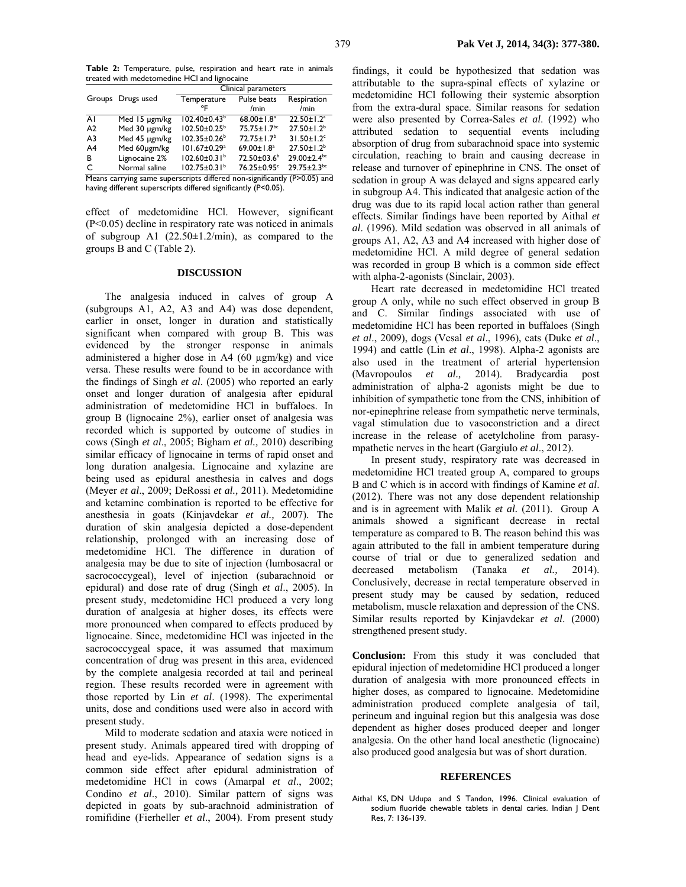**Table 2:** Temperature, pulse, respiration and heart rate in animals treated with medetomedine HCl and lignocaine

| Groups | Drugs used | Clinical parameters | | |
|---|---|---|---|---|
| | | Temperature °F | Pulse beats /min | Respiration /min |
| A1 | Med 15 µgm/kg | 102.40±0.43[b] | 68.00±1.8[a] | 22.50±1.2[a] |
| A2 | Med 30 µgm/kg | 102.50±0.25[b] | 75.75±1.7[bc] | 27.50±1.2[b] |
| A3 | Med 45 µgm/kg | 102.35±0.26[b] | 72.75±1.7[b] | 31.50±1.2[c] |
| A4 | Med 60µgm/kg | 101.67±0.29[a] | 69.00±1.8[a] | 27.50±1.2[b] |
| B | Lignocaine 2% | 102.60±0.31[b] | 72.50±03.6[b] | 29.00±2.4[bc] |
| C | Normal saline | 102.75±0.31[b] | 76.25±0.95[c] | 29.75±2.3[bc] |

Means carrying same superscripts differed non-significantly (P>0.05) and having different superscripts differed significantly (P<0.05).

effect of medetomidine HCl. However, significant (P<0.05) decline in respiratory rate was noticed in animals of subgroup A1 (22.50±1.2/min), as compared to the groups B and C (Table 2).

## DISCUSSION

The analgesia induced in calves of group A (subgroups A1, A2, A3 and A4) was dose dependent, earlier in onset, longer in duration and statistically significant when compared with group B. This was evidenced by the stronger response in animals administered a higher dose in A4 (60 µgm/kg) and vice versa. These results were found to be in accordance with the findings of Singh *et al*. (2005) who reported an early onset and longer duration of analgesia after epidural administration of medetomidine HCl in buffaloes. In group B (lignocaine 2%), earlier onset of analgesia was recorded which is supported by outcome of studies in cows (Singh *et al*., 2005; Bigham *et al.,* 2010) describing similar efficacy of lignocaine in terms of rapid onset and long duration analgesia. Lignocaine and xylazine are being used as epidural anesthesia in calves and dogs (Meyer *et al*., 2009; DeRossi *et al.,* 2011). Medetomidine and ketamine combination is reported to be effective for anesthesia in goats (Kinjavdekar *et al.,* 2007). The duration of skin analgesia depicted a dose-dependent relationship, prolonged with an increasing dose of medetomidine HCl. The difference in duration of analgesia may be due to site of injection (lumbosacral or sacrococcygeal), level of injection (subarachnoid or epidural) and dose rate of drug (Singh *et al*., 2005). In present study, medetomidine HCl produced a very long duration of analgesia at higher doses, its effects were more pronounced when compared to effects produced by lignocaine. Since, medetomidine HCl was injected in the sacrococcygeal space, it was assumed that maximum concentration of drug was present in this area, evidenced by the complete analgesia recorded at tail and perineal region. These results recorded were in agreement with those reported by Lin *et al*. (1998). The experimental units, dose and conditions used were also in accord with present study.

Mild to moderate sedation and ataxia were noticed in present study. Animals appeared tired with dropping of head and eye-lids. Appearance of sedation signs is a common side effect after epidural administration of medetomidine HCl in cows (Amarpal *et al*., 2002; Condino *et al*., 2010). Similar pattern of signs was depicted in goats by sub-arachnoid administration of romifidine (Fierheller *et al*., 2004). From present study findings, it could be hypothesized that sedation was attributable to the supra-spinal effects of xylazine or medetomidine HCl following their systemic absorption from the extra-dural space. Similar reasons for sedation were also presented by Correa-Sales *et al.* (1992) who attributed sedation to sequential events including absorption of drug from subarachnoid space into systemic circulation, reaching to brain and causing decrease in release and turnover of epinephrine in CNS. The onset of sedation in group A was delayed and signs appeared early in subgroup A4. This indicated that analgesic action of the drug was due to its rapid local action rather than general effects. Similar findings have been reported by Aithal *et al*. (1996). Mild sedation was observed in all animals of groups A1, A2, A3 and A4 increased with higher dose of medetomidine HCl. A mild degree of general sedation was recorded in group B which is a common side effect with alpha-2-agonists (Sinclair, 2003).

Heart rate decreased in medetomidine HCl treated group A only, while no such effect observed in group B and C. Similar findings associated with use of medetomidine HCl has been reported in buffaloes (Singh *et al*., 2009), dogs (Vesal *et al*., 1996), cats (Duke *et al*., 1994) and cattle (Lin *et al*., 1998). Alpha-2 agonists are also used in the treatment of arterial hypertension (Mavropoulos *et al.,* 2014). Bradycardia post administration of alpha-2 agonists might be due to inhibition of sympathetic tone from the CNS, inhibition of nor-epinephrine release from sympathetic nerve terminals, vagal stimulation due to vasoconstriction and a direct increase in the release of acetylcholine from parasympathetic nerves in the heart (Gargiulo *et al*., 2012).

In present study, respiratory rate was decreased in medetomidine HCl treated group A, compared to groups B and C which is in accord with findings of Kamine *et al*. (2012). There was not any dose dependent relationship and is in agreement with Malik *et al.* (2011). Group A animals showed a significant decrease in rectal temperature as compared to B. The reason behind this was again attributed to the fall in ambient temperature during course of trial or due to generalized sedation and decreased metabolism (Tanaka *et al.,* 2014). Conclusively, decrease in rectal temperature observed in present study may be caused by sedation, reduced metabolism, muscle relaxation and depression of the CNS. Similar results reported by Kinjavdekar *et al*. (2000) strengthened present study.

**Conclusion:** From this study it was concluded that epidural injection of medetomidine HCl produced a longer duration of analgesia with more pronounced effects in higher doses, as compared to lignocaine. Medetomidine administration produced complete analgesia of tail, perineum and inguinal region but this analgesia was dose dependent as higher doses produced deeper and longer analgesia. On the other hand local anesthetic (lignocaine) also produced good analgesia but was of short duration.

## REFERENCES

Aithal KS, DN Udupa and S Tandon, 1996. Clinical evaluation of sodium fluoride chewable tablets in dental caries. Indian J Dent Res, 7: 136-139.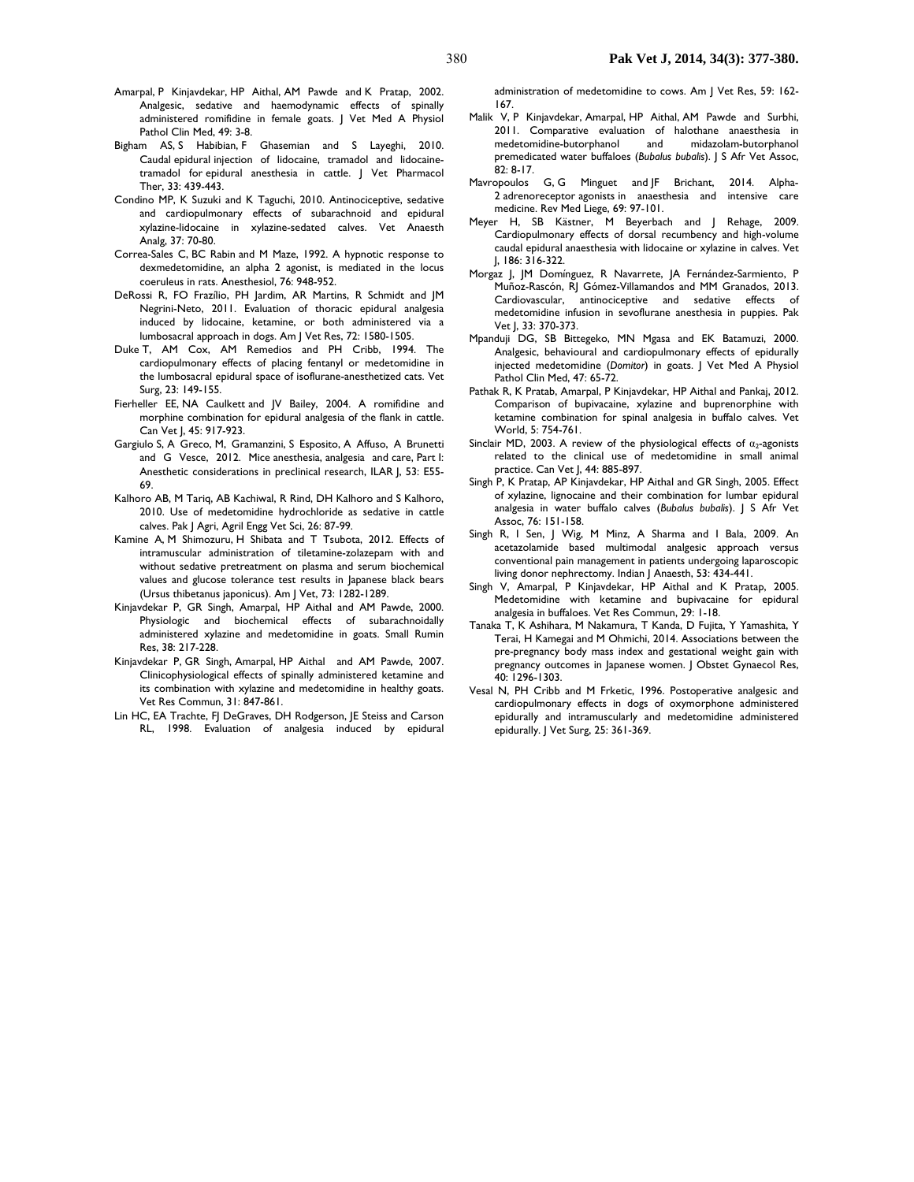Amarpal, P Kinjavdekar, HP Aithal, AM Pawde and K Pratap, 2002. Analgesic, sedative and haemodynamic effects of spinally administered romifidine in female goats. J Vet Med A Physiol Pathol Clin Med, 49: 3-8.

Bigham AS, S Habibian, F Ghasemian and S Layeghi, 2010. Caudal epidural injection of lidocaine, tramadol and lidocaine-tramadol for epidural anesthesia in cattle. J Vet Pharmacol Ther, 33: 439-443.

Condino MP, K Suzuki and K Taguchi, 2010. Antinociceptive, sedative and cardiopulmonary effects of subarachnoid and epidural xylazine-lidocaine in xylazine-sedated calves. Vet Anaesth Analg, 37: 70-80.

Correa-Sales C, BC Rabin and M Maze, 1992. A hypnotic response to dexmedetomidine, an alpha 2 agonist, is mediated in the locus coeruleus in rats. Anesthesiol, 76: 948-952.

DeRossi R, FO Frazílio, PH Jardim, AR Martins, R Schmidt and JM Negrini-Neto, 2011. Evaluation of thoracic epidural analgesia induced by lidocaine, ketamine, or both administered via a lumbosacral approach in dogs. Am J Vet Res, 72: 1580-1505.

Duke T, AM Cox, AM Remedios and PH Cribb, 1994. The cardiopulmonary effects of placing fentanyl or medetomidine in the lumbosacral epidural space of isoflurane-anesthetized cats. Vet Surg, 23: 149-155.

Fierheller EE, NA Caulkett and JV Bailey, 2004. A romifidine and morphine combination for epidural analgesia of the flank in cattle. Can Vet J, 45: 917-923.

Gargiulo S, A Greco, M, Gramanzini, S Esposito, A Affuso, A Brunetti and G Vesce, 2012. Mice anesthesia, analgesia and care, Part I: Anesthetic considerations in preclinical research, ILAR J, 53: E55-69.

Kalhoro AB, M Tariq, AB Kachiwal, R Rind, DH Kalhoro and S Kalhoro, 2010. Use of medetomidine hydrochloride as sedative in cattle calves. Pak J Agri, Agril Engg Vet Sci, 26: 87-99.

Kamine A, M Shimozuru, H Shibata and T Tsubota, 2012. Effects of intramuscular administration of tiletamine-zolazepam with and without sedative pretreatment on plasma and serum biochemical values and glucose tolerance test results in Japanese black bears (Ursus thibetanus japonicus). Am J Vet, 73: 1282-1289.

Kinjavdekar P, GR Singh, Amarpal, HP Aithal and AM Pawde, 2000. Physiologic and biochemical effects of subarachnoidally administered xylazine and medetomidine in goats. Small Rumin Res, 38: 217-228.

Kinjavdekar P, GR Singh, Amarpal, HP Aithal and AM Pawde, 2007. Clinicophysiological effects of spinally administered ketamine and its combination with xylazine and medetomidine in healthy goats. Vet Res Commun, 31: 847-861.

Lin HC, EA Trachte, FJ DeGraves, DH Rodgerson, JE Steiss and Carson RL, 1998. Evaluation of analgesia induced by epidural administration of medetomidine to cows. Am J Vet Res, 59: 162-167.

Malik V, P Kinjavdekar, Amarpal, HP Aithal, AM Pawde and Surbhi, 2011. Comparative evaluation of halothane anaesthesia in medetomidine-butorphanol and midazolam-butorphanol premedicated water buffaloes (*Bubalus bubalis*). J S Afr Vet Assoc, 82: 8-17.

Mavropoulos G, G Minguet and JF Brichant, 2014. Alpha-2 adrenoreceptor agonists in anaesthesia and intensive care medicine. Rev Med Liege, 69: 97-101.

Meyer H, SB Kästner, M Beyerbach and J Rehage, 2009. Cardiopulmonary effects of dorsal recumbency and high-volume caudal epidural anaesthesia with lidocaine or xylazine in calves. Vet J, 186: 316-322.

Morgaz J, JM Domínguez, R Navarrete, JA Fernández-Sarmiento, P Muñoz-Rascón, RJ Gómez-Villamandos and MM Granados, 2013. Cardiovascular, antinociceptive and sedative effects of medetomidine infusion in sevoflurane anesthesia in puppies. Pak Vet J, 33: 370-373.

Mpanduji DG, SB Bittegeko, MN Mgasa and EK Batamuzi, 2000. Analgesic, behavioural and cardiopulmonary effects of epidurally injected medetomidine (*Domitor*) in goats. J Vet Med A Physiol Pathol Clin Med, 47: 65-72.

Pathak R, K Pratab, Amarpal, P Kinjavdekar, HP Aithal and Pankaj, 2012. Comparison of bupivacaine, xylazine and buprenorphine with ketamine combination for spinal analgesia in buffalo calves. Vet World, 5: 754-761.

Sinclair MD, 2003. A review of the physiological effects of $\alpha_2$-agonists related to the clinical use of medetomidine in small animal practice. Can Vet J, 44: 885-897.

Singh P, K Pratap, AP Kinjavdekar, HP Aithal and GR Singh, 2005. Effect of xylazine, lignocaine and their combination for lumbar epidural analgesia in water buffalo calves (*Bubalus bubalis*). J S Afr Vet Assoc, 76: 151-158.

Singh R, I Sen, J Wig, M Minz, A Sharma and I Bala, 2009. An acetazolamide based multimodal analgesic approach versus conventional pain management in patients undergoing laparoscopic living donor nephrectomy. Indian J Anaesth, 53: 434-441.

Singh V, Amarpal, P Kinjavdekar, HP Aithal and K Pratap, 2005. Medetomidine with ketamine and bupivacaine for epidural analgesia in buffaloes. Vet Res Commun, 29: 1-18.

Tanaka T, K Ashihara, M Nakamura, T Kanda, D Fujita, Y Yamashita, Y Terai, H Kamegai and M Ohmichi, 2014. Associations between the pre-pregnancy body mass index and gestational weight gain with pregnancy outcomes in Japanese women. J Obstet Gynaecol Res, 40: 1296-1303.

Vesal N, PH Cribb and M Frketic, 1996. Postoperative analgesic and cardiopulmonary effects in dogs of oxymorphone administered epidurally and intramuscularly and medetomidine administered epidurally. J Vet Surg, 25: 361-369.